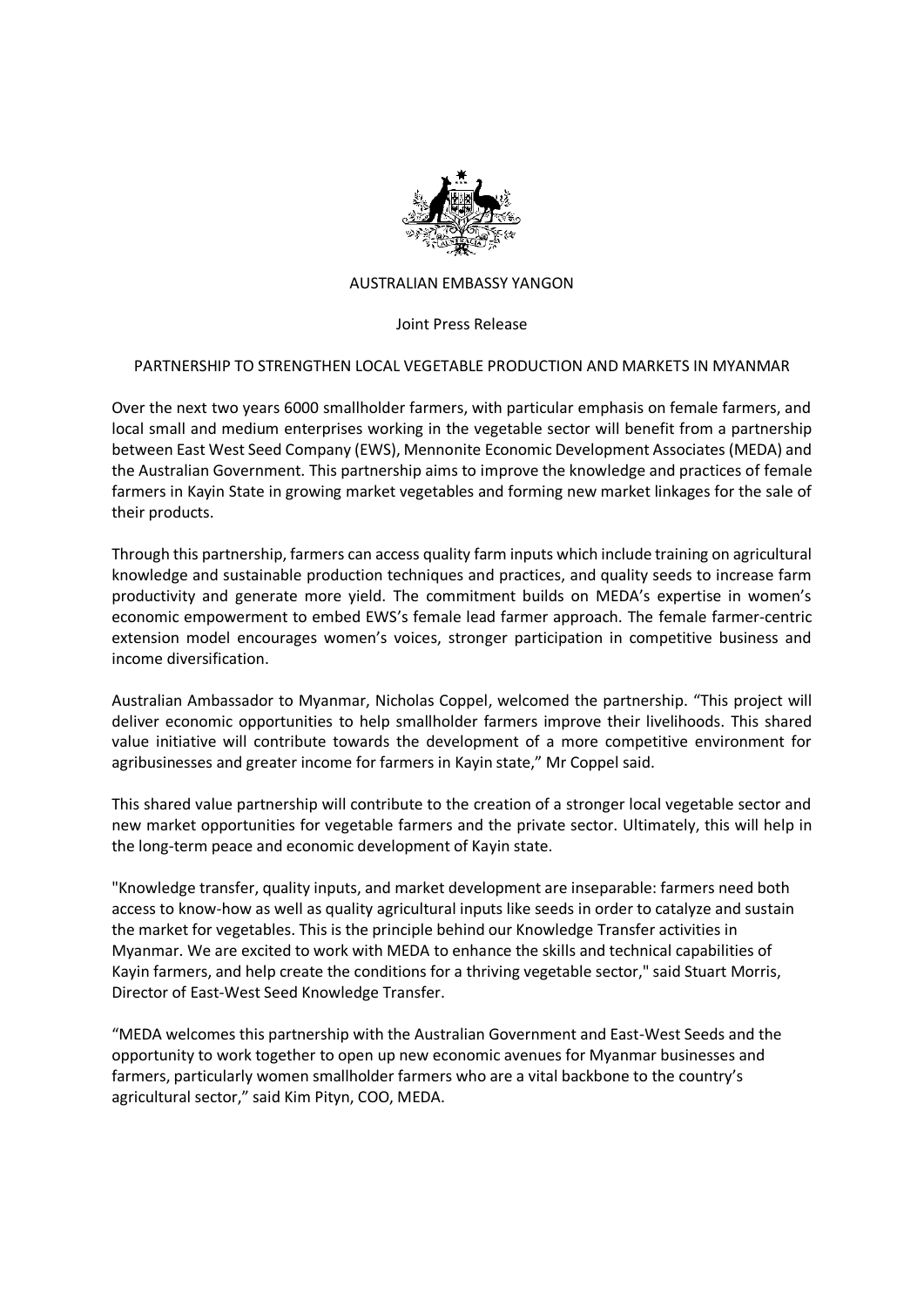AUSTRALIAN EMBASSY YANGON

Joint Press Release

# PARTNERSHIP TO STRENGTHEN LOCAL VEGETABLE PRODUCTION AND MARKETS IN MYANMAR

Over the next two years 6000 smallholder farmers, with particular emphasis on female farmers, and local small and medium enterprises working in the vegetable sector will benefit from a partnership between East West Seed Company (EWS), Mennonite Economic Development Associates (MEDA) and the Australian Government. This partnership aims to improve the knowledge and practices of female farmers in Kayin State in growing market vegetables and forming new market linkages for the sale of their products.

Through this partnership, farmers can access quality farm inputs which include training on agricultural knowledge and sustainable production techniques and practices, and quality seeds to increase farm productivity and generate more yield. The commitment builds on MEDA's expertise in women's economic empowerment to embed EWS's female lead farmer approach. The female farmer-centric extension model encourages women's voices, stronger participation in competitive business and income diversification.

Australian Ambassador to Myanmar, Nicholas Coppel, welcomed the partnership. "This project will deliver economic opportunities to help smallholder farmers improve their livelihoods. This shared value initiative will contribute towards the development of a more competitive environment for agribusinesses and greater income for farmers in Kayin state," Mr Coppel said.

This shared value partnership will contribute to the creation of a stronger local vegetable sector and new market opportunities for vegetable farmers and the private sector. Ultimately, this will help in the long-term peace and economic development of Kayin state.

"Knowledge transfer, quality inputs, and market development are inseparable: farmers need both access to know-how as well as quality agricultural inputs like seeds in order to catalyze and sustain the market for vegetables. This is the principle behind our Knowledge Transfer activities in Myanmar. We are excited to work with MEDA to enhance the skills and technical capabilities of Kayin farmers, and help create the conditions for a thriving vegetable sector," said Stuart Morris, Director of East-West Seed Knowledge Transfer.

"MEDA welcomes this partnership with the Australian Government and East-West Seeds and the opportunity to work together to open up new economic avenues for Myanmar businesses and farmers, particularly women smallholder farmers who are a vital backbone to the country's agricultural sector," said Kim Pityn, COO, MEDA.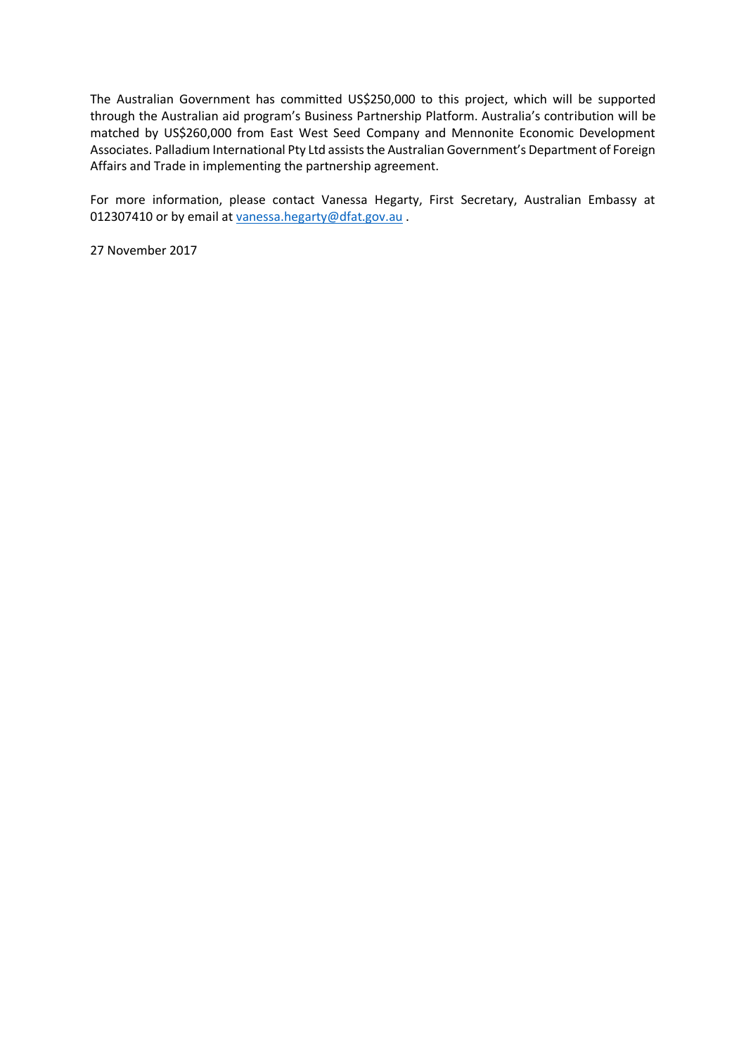The Australian Government has committed US$250,000 to this project, which will be supported through the Australian aid program's Business Partnership Platform. Australia's contribution will be matched by US$260,000 from East West Seed Company and Mennonite Economic Development Associates. Palladium International Pty Ltd assists the Australian Government's Department of Foreign Affairs and Trade in implementing the partnership agreement.

For more information, please contact Vanessa Hegarty, First Secretary, Australian Embassy at 012307410 or by email at vanessa.hegarty@dfat.gov.au .

27 November 2017